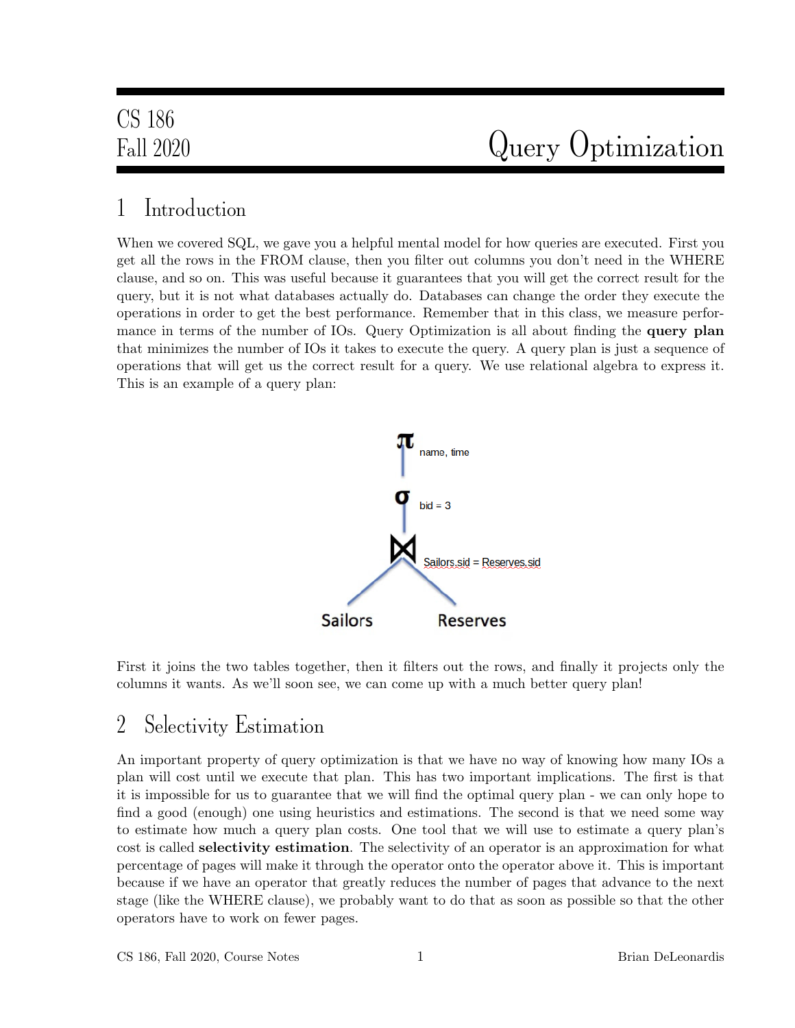CS 186
Fall 2020

# Query Optimization

## 1 Introduction

When we covered SQL, we gave you a helpful mental model for how queries are executed. First you get all the rows in the FROM clause, then you filter out columns you don't need in the WHERE clause, and so on. This was useful because it guarantees that you will get the correct result for the query, but it is not what databases actually do. Databases can change the order they execute the operations in order to get the best performance. Remember that in this class, we measure performance in terms of the number of IOs. Query Optimization is all about finding the **query plan** that minimizes the number of IOs it takes to execute the query. A query plan is just a sequence of operations that will get us the correct result for a query. We use relational algebra to express it. This is an example of a query plan:

$$\pi_{\text{name, time}}\left(\sigma_{\text{bid} = 3}\left(\text{Sailors} \bowtie_{\text{Sailors.sid} = \text{Reserves.sid}} \text{Reserves}\right)\right)$$

First it joins the two tables together, then it filters out the rows, and finally it projects only the columns it wants. As we'll soon see, we can come up with a much better query plan!

## 2 Selectivity Estimation

An important property of query optimization is that we have no way of knowing how many IOs a plan will cost until we execute that plan. This has two important implications. The first is that it is impossible for us to guarantee that we will find the optimal query plan - we can only hope to find a good (enough) one using heuristics and estimations. The second is that we need some way to estimate how much a query plan costs. One tool that we will use to estimate a query plan's cost is called **selectivity estimation**. The selectivity of an operator is an approximation for what percentage of pages will make it through the operator onto the operator above it. This is important because if we have an operator that greatly reduces the number of pages that advance to the next stage (like the WHERE clause), we probably want to do that as soon as possible so that the other operators have to work on fewer pages.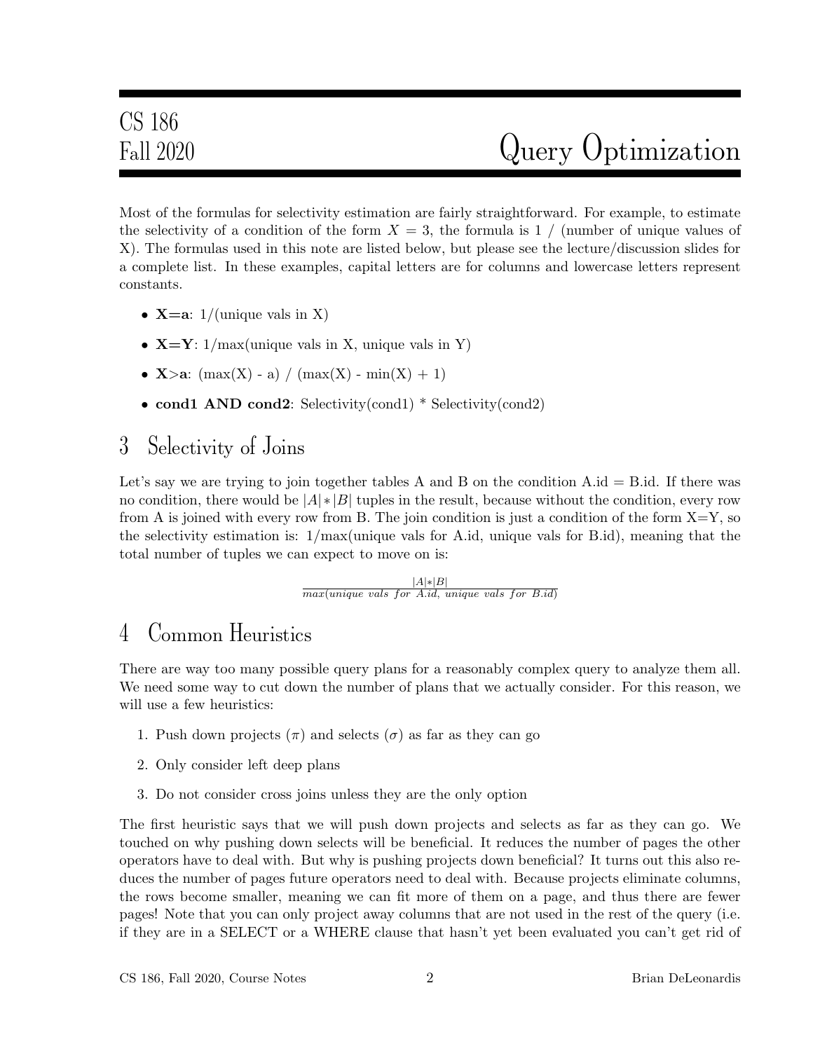# CS 186 Fall 2020 Query Optimization

Most of the formulas for selectivity estimation are fairly straightforward. For example, to estimate the selectivity of a condition of the form $X = 3$, the formula is 1 / (number of unique values of X). The formulas used in this note are listed below, but please see the lecture/discussion slides for a complete list. In these examples, capital letters are for columns and lowercase letters represent constants.

- **X=a**: 1/(unique vals in X)
- **X=Y**: 1/max(unique vals in X, unique vals in Y)
- **X>a**: (max(X) - a) / (max(X) - min(X) + 1)
- **cond1 AND cond2**: Selectivity(cond1) * Selectivity(cond2)

## 3 Selectivity of Joins

Let's say we are trying to join together tables A and B on the condition A.id = B.id. If there was no condition, there would be $|A| * |B|$ tuples in the result, because without the condition, every row from A is joined with every row from B. The join condition is just a condition of the form X=Y, so the selectivity estimation is: 1/max(unique vals for A.id, unique vals for B.id), meaning that the total number of tuples we can expect to move on is:

$$\frac{|A| * |B|}{max(unique\ vals\ for\ A.id,\ unique\ vals\ for\ B.id)}$$

## 4 Common Heuristics

There are way too many possible query plans for a reasonably complex query to analyze them all. We need some way to cut down the number of plans that we actually consider. For this reason, we will use a few heuristics:

1. Push down projects ($\pi$) and selects ($\sigma$) as far as they can go
2. Only consider left deep plans
3. Do not consider cross joins unless they are the only option

The first heuristic says that we will push down projects and selects as far as they can go. We touched on why pushing down selects will be beneficial. It reduces the number of pages the other operators have to deal with. But why is pushing projects down beneficial? It turns out this also reduces the number of pages future operators need to deal with. Because projects eliminate columns, the rows become smaller, meaning we can fit more of them on a page, and thus there are fewer pages! Note that you can only project away columns that are not used in the rest of the query (i.e. if they are in a SELECT or a WHERE clause that hasn't yet been evaluated you can't get rid of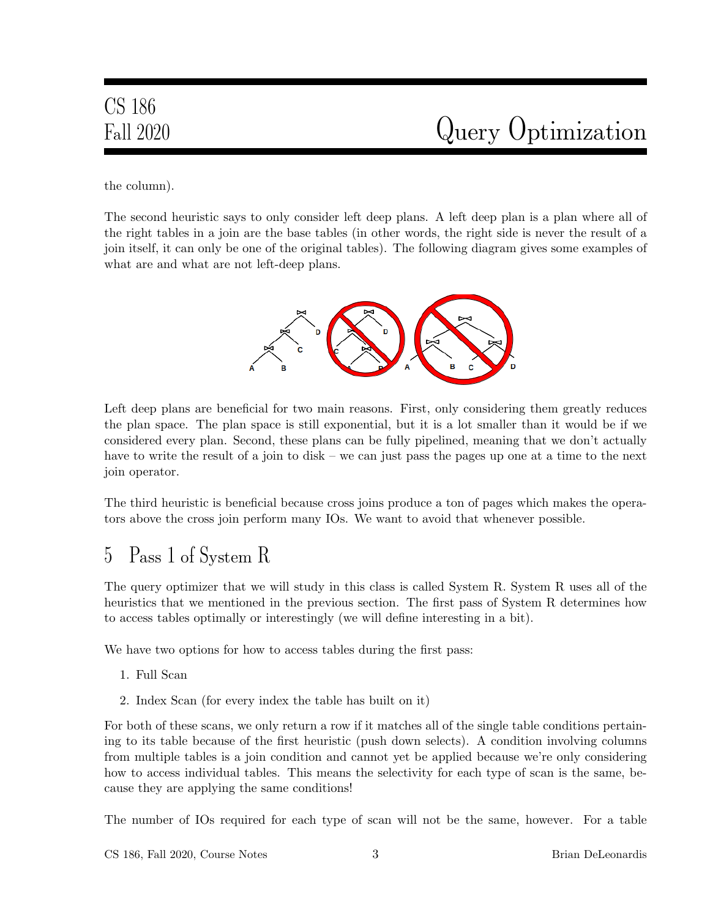the column).

The second heuristic says to only consider left deep plans. A left deep plan is a plan where all of the right tables in a join are the base tables (in other words, the right side is never the result of a join itself, it can only be one of the original tables). The following diagram gives some examples of what are and what are not left-deep plans.

Left deep plans are beneficial for two main reasons. First, only considering them greatly reduces the plan space. The plan space is still exponential, but it is a lot smaller than it would be if we considered every plan. Second, these plans can be fully pipelined, meaning that we don't actually have to write the result of a join to disk – we can just pass the pages up one at a time to the next join operator.

The third heuristic is beneficial because cross joins produce a ton of pages which makes the operators above the cross join perform many IOs. We want to avoid that whenever possible.

# 5 Pass 1 of System R

The query optimizer that we will study in this class is called System R. System R uses all of the heuristics that we mentioned in the previous section. The first pass of System R determines how to access tables optimally or interestingly (we will define interesting in a bit).

We have two options for how to access tables during the first pass:

1. Full Scan
2. Index Scan (for every index the table has built on it)

For both of these scans, we only return a row if it matches all of the single table conditions pertaining to its table because of the first heuristic (push down selects). A condition involving columns from multiple tables is a join condition and cannot yet be applied because we're only considering how to access individual tables. This means the selectivity for each type of scan is the same, because they are applying the same conditions!

The number of IOs required for each type of scan will not be the same, however. For a table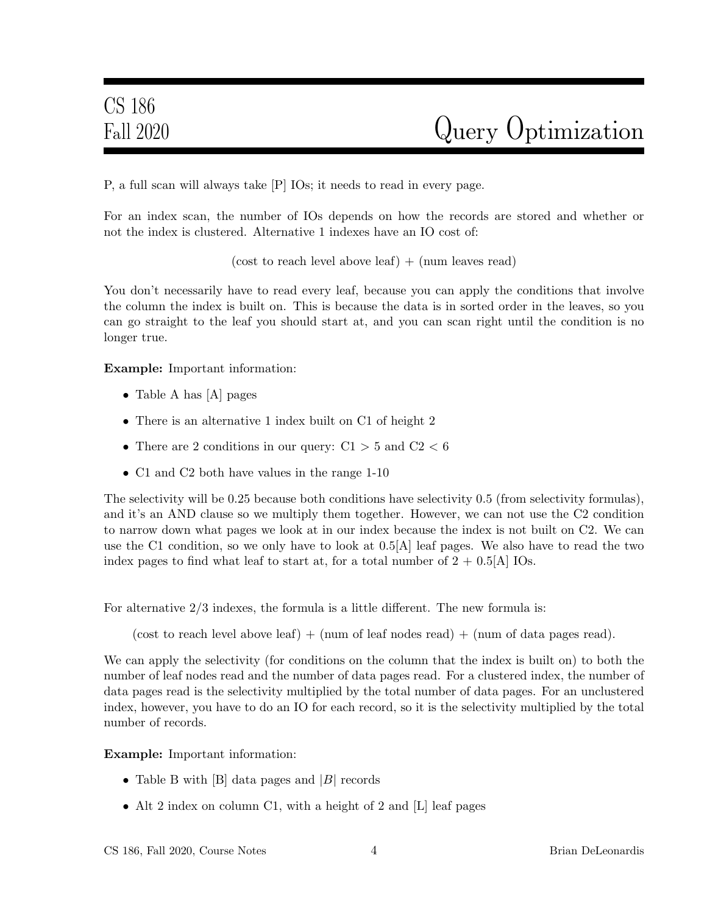P, a full scan will always take [P] IOs; it needs to read in every page.

For an index scan, the number of IOs depends on how the records are stored and whether or not the index is clustered. Alternative 1 indexes have an IO cost of:

$$(\text{cost to reach level above leaf}) + (\text{num leaves read})$$

You don't necessarily have to read every leaf, because you can apply the conditions that involve the column the index is built on. This is because the data is in sorted order in the leaves, so you can go straight to the leaf you should start at, and you can scan right until the condition is no longer true.

**Example:** Important information:

- Table A has [A] pages
- There is an alternative 1 index built on C1 of height 2
- There are 2 conditions in our query: C1 > 5 and C2 < 6
- C1 and C2 both have values in the range 1-10

The selectivity will be 0.25 because both conditions have selectivity 0.5 (from selectivity formulas), and it's an AND clause so we multiply them together. However, we can not use the C2 condition to narrow down what pages we look at in our index because the index is not built on C2. We can use the C1 condition, so we only have to look at 0.5[A] leaf pages. We also have to read the two index pages to find what leaf to start at, for a total number of 2 + 0.5[A] IOs.

For alternative 2/3 indexes, the formula is a little different. The new formula is:

$$(\text{cost to reach level above leaf}) + (\text{num of leaf nodes read}) + (\text{num of data pages read}).$$

We can apply the selectivity (for conditions on the column that the index is built on) to both the number of leaf nodes read and the number of data pages read. For a clustered index, the number of data pages read is the selectivity multiplied by the total number of data pages. For an unclustered index, however, you have to do an IO for each record, so it is the selectivity multiplied by the total number of records.

**Example:** Important information:

- Table B with [B] data pages and $|B|$ records
- Alt 2 index on column C1, with a height of 2 and [L] leaf pages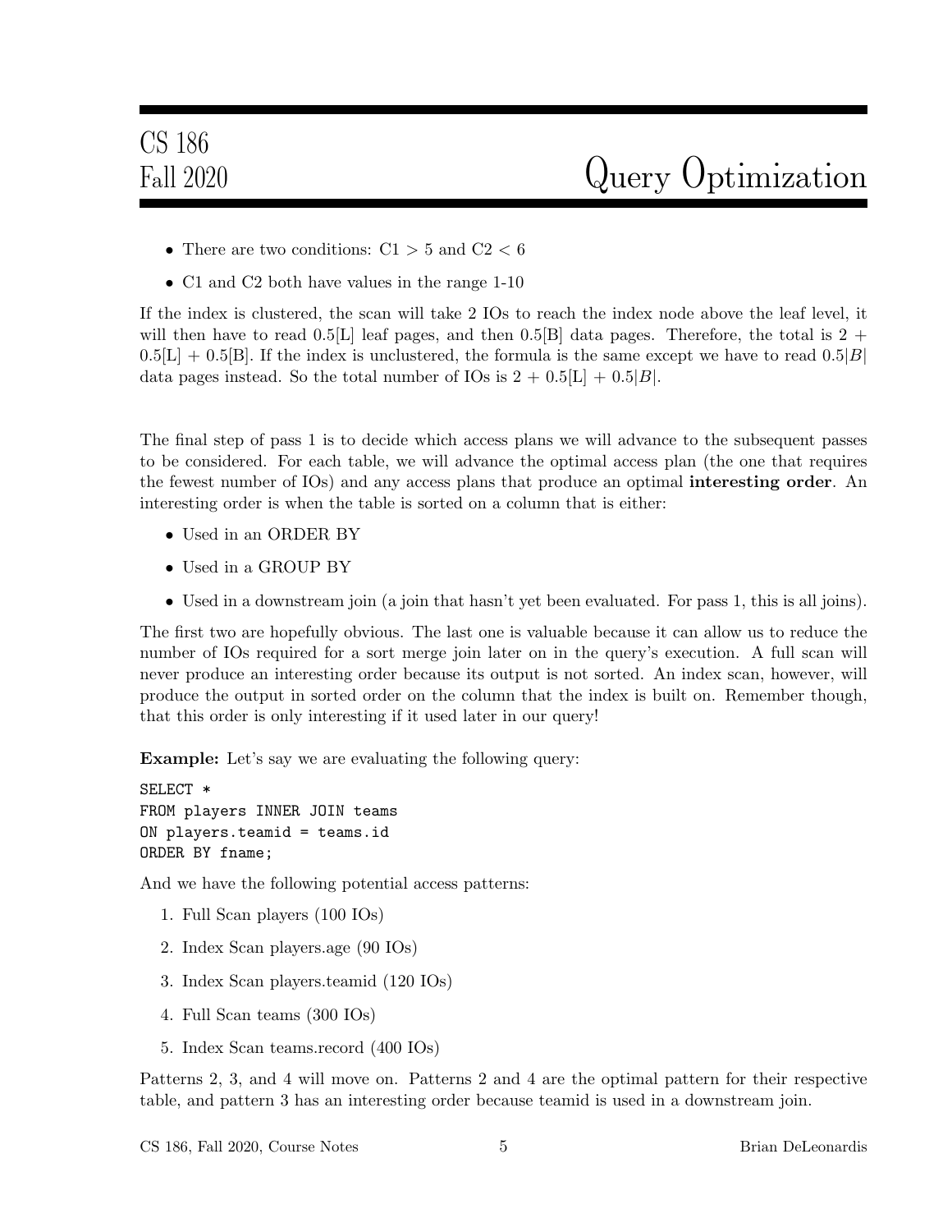- There are two conditions: C1 > 5 and C2 < 6
- C1 and C2 both have values in the range 1-10

If the index is clustered, the scan will take 2 IOs to reach the index node above the leaf level, it will then have to read 0.5[L] leaf pages, and then 0.5[B] data pages. Therefore, the total is 2 + 0.5[L] + 0.5[B]. If the index is unclustered, the formula is the same except we have to read $0.5|B|$ data pages instead. So the total number of IOs is 2 + 0.5[L] + $0.5|B|$.

The final step of pass 1 is to decide which access plans we will advance to the subsequent passes to be considered. For each table, we will advance the optimal access plan (the one that requires the fewest number of IOs) and any access plans that produce an optimal **interesting order**. An interesting order is when the table is sorted on a column that is either:

- Used in an ORDER BY
- Used in a GROUP BY
- Used in a downstream join (a join that hasn't yet been evaluated. For pass 1, this is all joins).

The first two are hopefully obvious. The last one is valuable because it can allow us to reduce the number of IOs required for a sort merge join later on in the query's execution. A full scan will never produce an interesting order because its output is not sorted. An index scan, however, will produce the output in sorted order on the column that the index is built on. Remember though, that this order is only interesting if it used later in our query!

**Example:** Let's say we are evaluating the following query:

```
SELECT *
FROM players INNER JOIN teams
ON players.teamid = teams.id
ORDER BY fname;
```

And we have the following potential access patterns:

1. Full Scan players (100 IOs)
2. Index Scan players.age (90 IOs)
3. Index Scan players.teamid (120 IOs)
4. Full Scan teams (300 IOs)
5. Index Scan teams.record (400 IOs)

Patterns 2, 3, and 4 will move on. Patterns 2 and 4 are the optimal pattern for their respective table, and pattern 3 has an interesting order because teamid is used in a downstream join.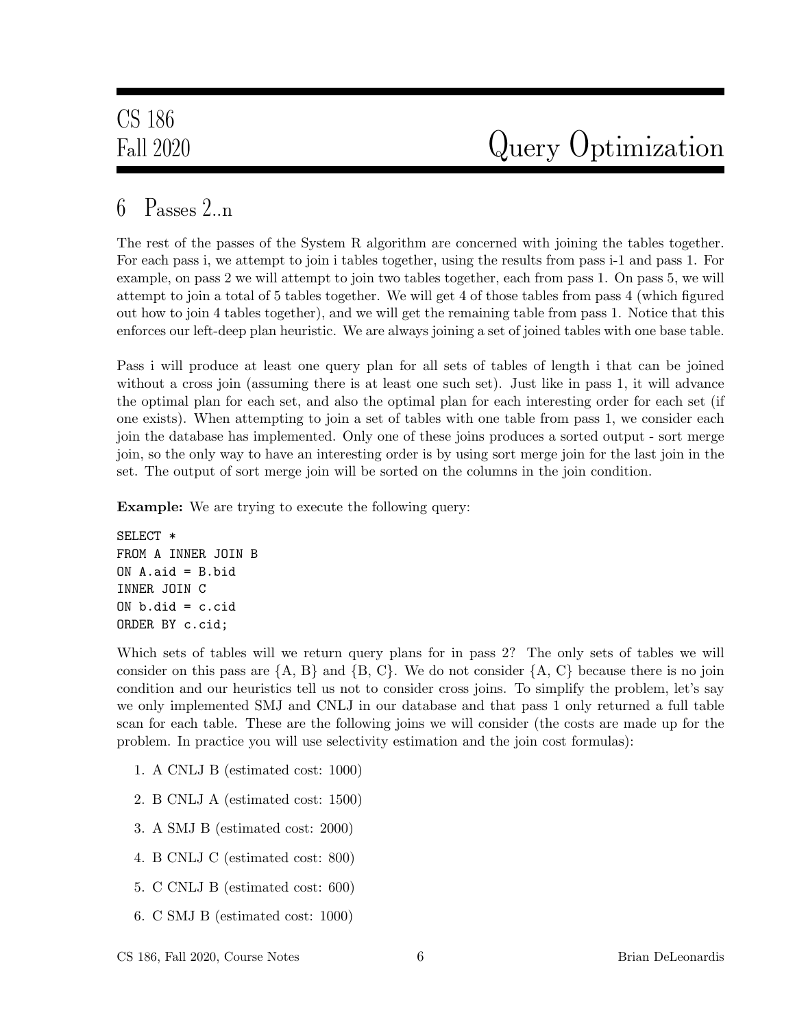# 6 Passes 2..n

The rest of the passes of the System R algorithm are concerned with joining the tables together. For each pass i, we attempt to join i tables together, using the results from pass i-1 and pass 1. For example, on pass 2 we will attempt to join two tables together, each from pass 1. On pass 5, we will attempt to join a total of 5 tables together. We will get 4 of those tables from pass 4 (which figured out how to join 4 tables together), and we will get the remaining table from pass 1. Notice that this enforces our left-deep plan heuristic. We are always joining a set of joined tables with one base table.

Pass i will produce at least one query plan for all sets of tables of length i that can be joined without a cross join (assuming there is at least one such set). Just like in pass 1, it will advance the optimal plan for each set, and also the optimal plan for each interesting order for each set (if one exists). When attempting to join a set of tables with one table from pass 1, we consider each join the database has implemented. Only one of these joins produces a sorted output - sort merge join, so the only way to have an interesting order is by using sort merge join for the last join in the set. The output of sort merge join will be sorted on the columns in the join condition.

**Example:** We are trying to execute the following query:

```
SELECT *
FROM A INNER JOIN B
ON A.aid = B.bid
INNER JOIN C
ON b.did = c.cid
ORDER BY c.cid;
```

Which sets of tables will we return query plans for in pass 2? The only sets of tables we will consider on this pass are {A, B} and {B, C}. We do not consider {A, C} because there is no join condition and our heuristics tell us not to consider cross joins. To simplify the problem, let's say we only implemented SMJ and CNLJ in our database and that pass 1 only returned a full table scan for each table. These are the following joins we will consider (the costs are made up for the problem. In practice you will use selectivity estimation and the join cost formulas):

1. A CNLJ B (estimated cost: 1000)
2. B CNLJ A (estimated cost: 1500)
3. A SMJ B (estimated cost: 2000)
4. B CNLJ C (estimated cost: 800)
5. C CNLJ B (estimated cost: 600)
6. C SMJ B (estimated cost: 1000)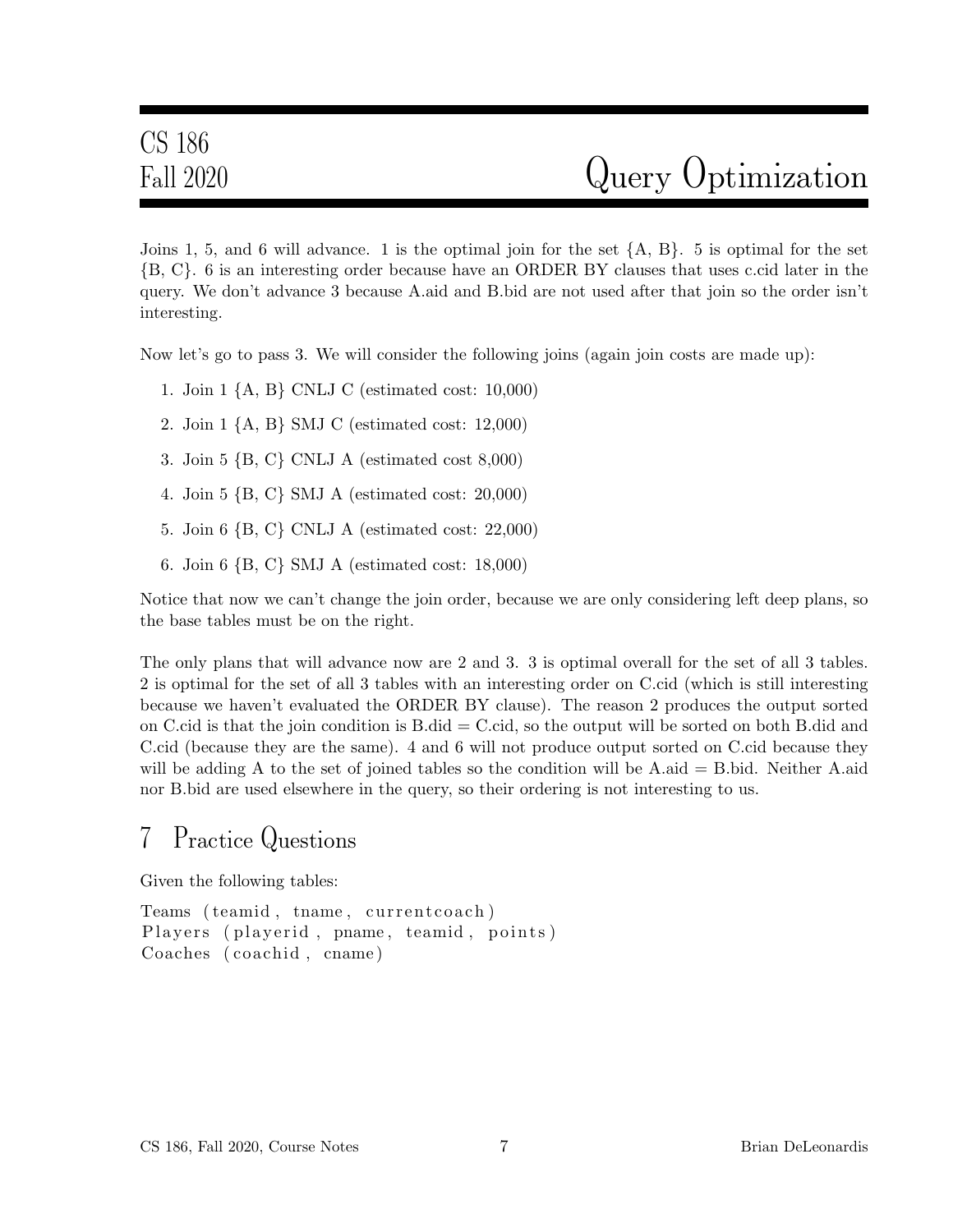Joins 1, 5, and 6 will advance. 1 is the optimal join for the set {A, B}. 5 is optimal for the set {B, C}. 6 is an interesting order because have an ORDER BY clauses that uses c.cid later in the query. We don't advance 3 because A.aid and B.bid are not used after that join so the order isn't interesting.

Now let's go to pass 3. We will consider the following joins (again join costs are made up):

1. Join 1 {A, B} CNLJ C (estimated cost: 10,000)
2. Join 1 {A, B} SMJ C (estimated cost: 12,000)
3. Join 5 {B, C} CNLJ A (estimated cost 8,000)
4. Join 5 {B, C} SMJ A (estimated cost: 20,000)
5. Join 6 {B, C} CNLJ A (estimated cost: 22,000)
6. Join 6 {B, C} SMJ A (estimated cost: 18,000)

Notice that now we can't change the join order, because we are only considering left deep plans, so the base tables must be on the right.

The only plans that will advance now are 2 and 3. 3 is optimal overall for the set of all 3 tables. 2 is optimal for the set of all 3 tables with an interesting order on C.cid (which is still interesting because we haven't evaluated the ORDER BY clause). The reason 2 produces the output sorted on C.cid is that the join condition is B.did = C.cid, so the output will be sorted on both B.did and C.cid (because they are the same). 4 and 6 will not produce output sorted on C.cid because they will be adding A to the set of joined tables so the condition will be A.aid = B.bid. Neither A.aid nor B.bid are used elsewhere in the query, so their ordering is not interesting to us.

## 7 Practice Questions

Given the following tables:

```
Teams (teamid, tname, currentcoach)
Players (playerid, pname, teamid, points)
Coaches (coachid, cname)
```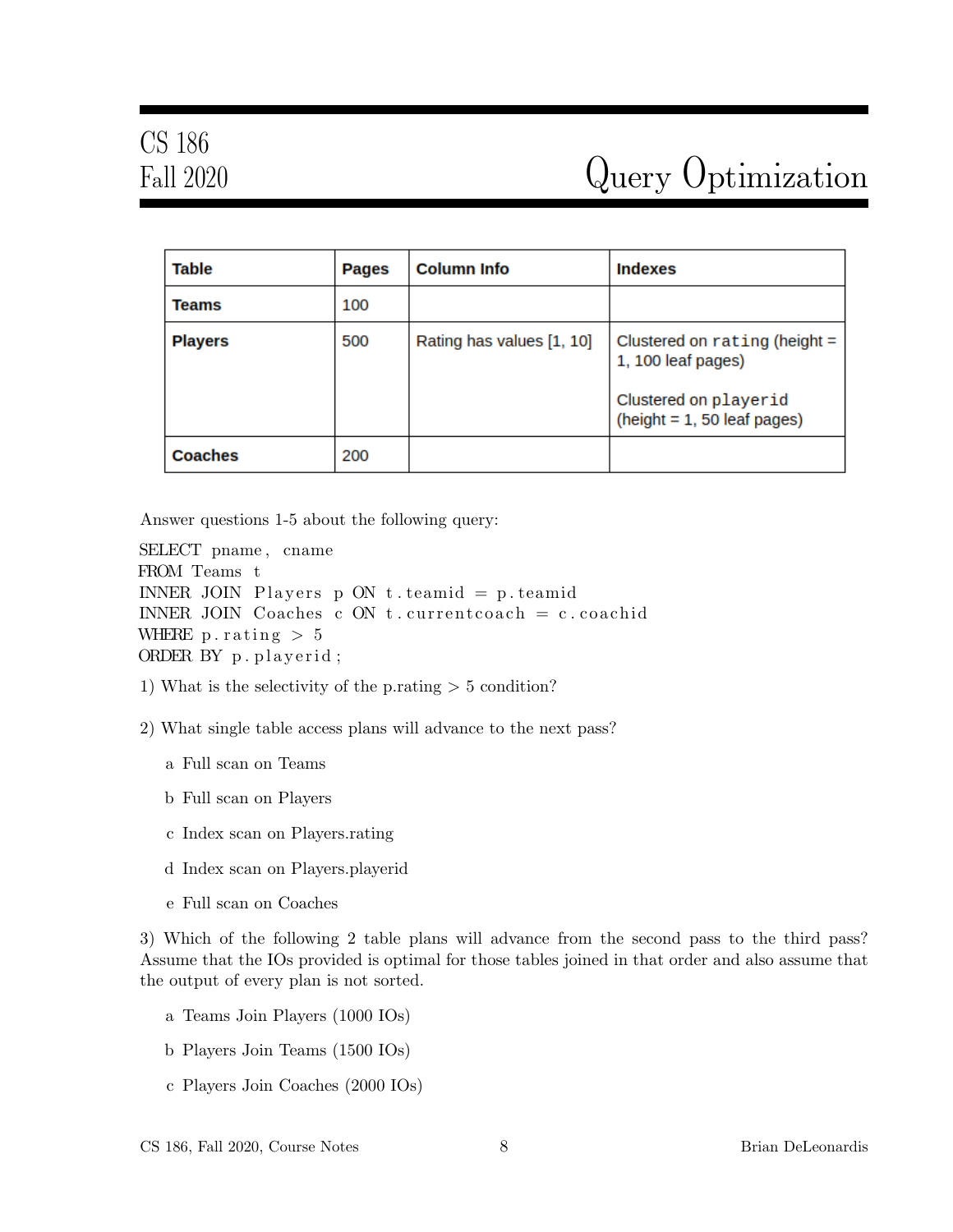# CS 186 Fall 2020 — Query Optimization

| Table | Pages | Column Info | Indexes |
|---|---|---|---|
| Teams | 100 | | |
| Players | 500 | Rating has values [1, 10] | Clustered on `rating` (height = 1, 100 leaf pages)<br><br>Clustered on `playerid` (height = 1, 50 leaf pages) |
| Coaches | 200 | | |

Answer questions 1-5 about the following query:

```
SELECT pname, cname
FROM Teams t
INNER JOIN Players p ON t.teamid = p.teamid
INNER JOIN Coaches c ON t.currentcoach = c.coachid
WHERE p.rating > 5
ORDER BY p.playerid;
```

1) What is the selectivity of the p.rating > 5 condition?

2) What single table access plans will advance to the next pass?

a Full scan on Teams

b Full scan on Players

c Index scan on Players.rating

d Index scan on Players.playerid

e Full scan on Coaches

3) Which of the following 2 table plans will advance from the second pass to the third pass? Assume that the IOs provided is optimal for those tables joined in that order and also assume that the output of every plan is not sorted.

a Teams Join Players (1000 IOs)

b Players Join Teams (1500 IOs)

c Players Join Coaches (2000 IOs)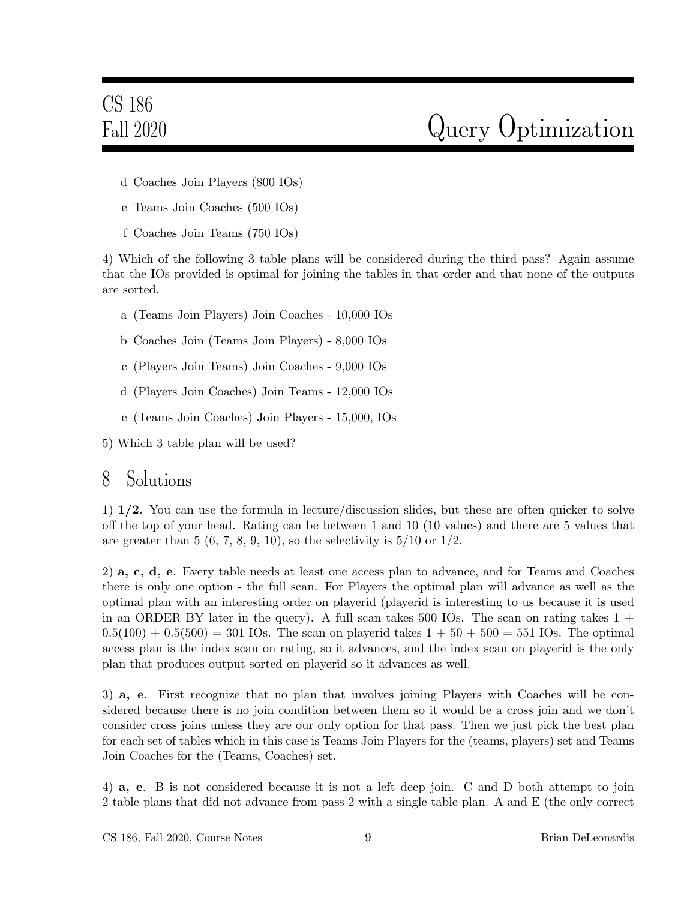- d Coaches Join Players (800 IOs)
- e Teams Join Coaches (500 IOs)
- f Coaches Join Teams (750 IOs)

4) Which of the following 3 table plans will be considered during the third pass? Again assume that the IOs provided is optimal for joining the tables in that order and that none of the outputs are sorted.

- a (Teams Join Players) Join Coaches - 10,000 IOs
- b Coaches Join (Teams Join Players) - 8,000 IOs
- c (Players Join Teams) Join Coaches - 9,000 IOs
- d (Players Join Coaches) Join Teams - 12,000 IOs
- e (Teams Join Coaches) Join Players - 15,000, IOs

5) Which 3 table plan will be used?

## 8 Solutions

1) **1/2**. You can use the formula in lecture/discussion slides, but these are often quicker to solve off the top of your head. Rating can be between 1 and 10 (10 values) and there are 5 values that are greater than 5 (6, 7, 8, 9, 10), so the selectivity is 5/10 or 1/2.

2) **a, c, d, e**. Every table needs at least one access plan to advance, and for Teams and Coaches there is only one option - the full scan. For Players the optimal plan will advance as well as the optimal plan with an interesting order on playerid (playerid is interesting to us because it is used in an ORDER BY later in the query). A full scan takes 500 IOs. The scan on rating takes $1 + 0.5(100) + 0.5(500) = 301$ IOs. The scan on playerid takes $1 + 50 + 500 = 551$ IOs. The optimal access plan is the index scan on rating, so it advances, and the index scan on playerid is the only plan that produces output sorted on playerid so it advances as well.

3) **a, e**. First recognize that no plan that involves joining Players with Coaches will be considered because there is no join condition between them so it would be a cross join and we don't consider cross joins unless they are our only option for that pass. Then we just pick the best plan for each set of tables which in this case is Teams Join Players for the (teams, players) set and Teams Join Coaches for the (Teams, Coaches) set.

4) **a, e**. B is not considered because it is not a left deep join. C and D both attempt to join 2 table plans that did not advance from pass 2 with a single table plan. A and E (the only correct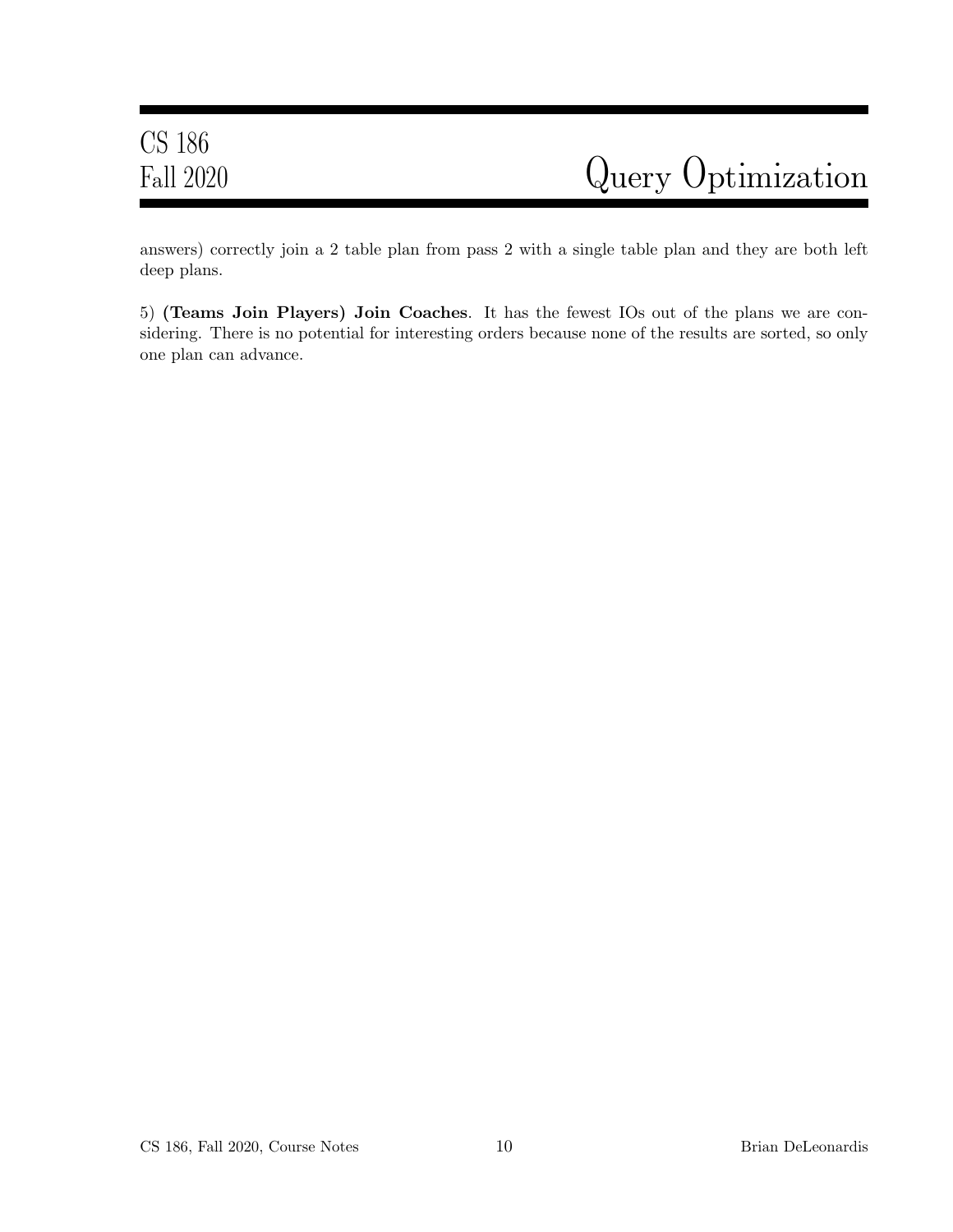answers) correctly join a 2 table plan from pass 2 with a single table plan and they are both left deep plans.

5) **(Teams Join Players) Join Coaches**. It has the fewest IOs out of the plans we are considering. There is no potential for interesting orders because none of the results are sorted, so only one plan can advance.